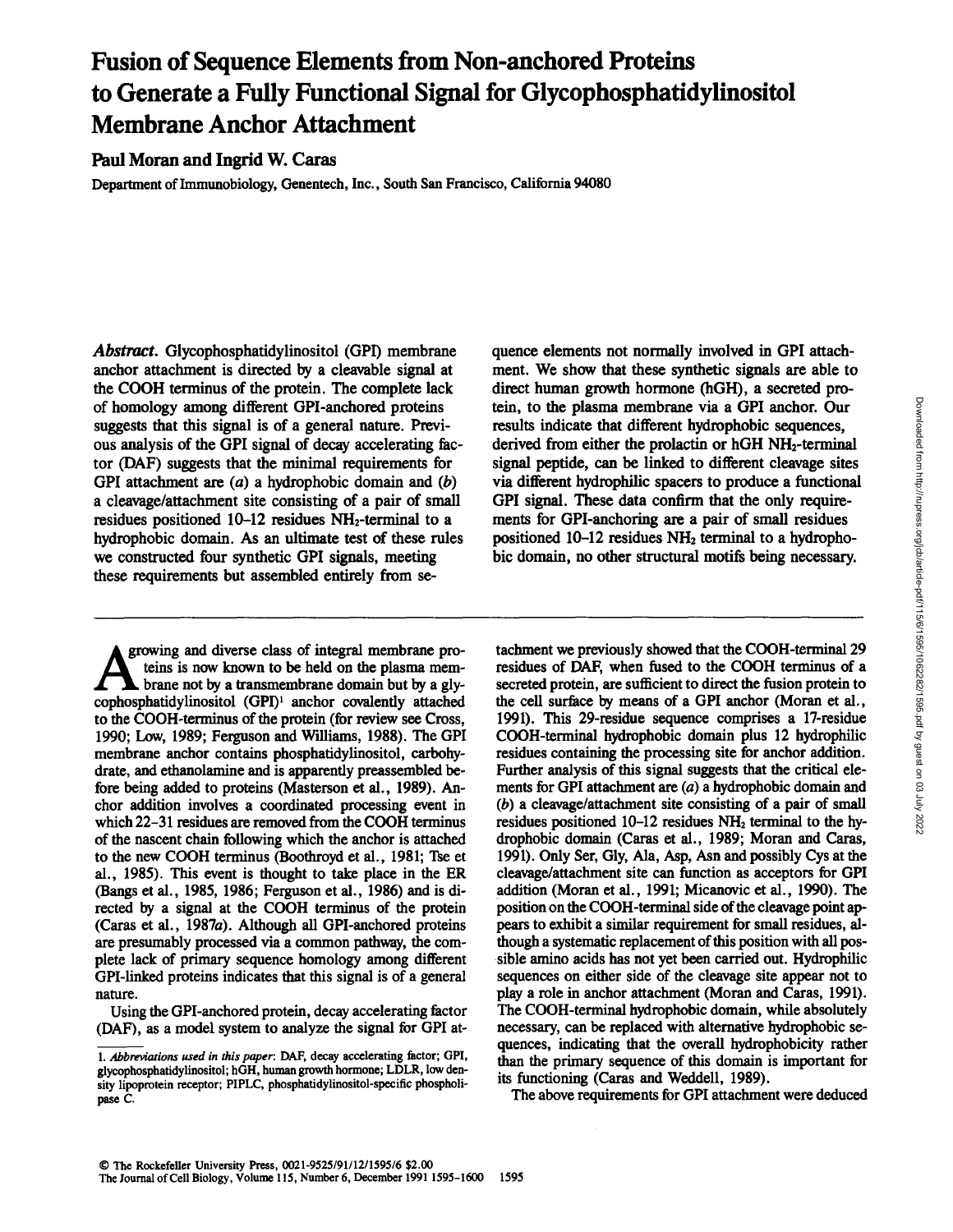# Fusion of Sequence Elements from Non-anchored Proteins to Generate a Fully Functional Signal for Glycophosphatidylinositol Membrane Anchor Attachment

**Paul Moran and Ingrid W. Caras**

Department of Immunobiology, Genentech, Inc., South San Francisco, California 94080

***Abstract.*** Glycophosphatidylinositol (GPI) membrane anchor attachment is directed by a cleavable signal at the COOH terminus of the protein. The complete lack of homology among different GPI-anchored proteins suggests that this signal is of a general nature. Previous analysis of the GPI signal of decay accelerating factor (DAF) suggests that the minimal requirements for GPI attachment are (*a*) a hydrophobic domain and (*b*) a cleavage/attachment site consisting of a pair of small residues positioned 10–12 residues $NH_2$-terminal to a hydrophobic domain. As an ultimate test of these rules we constructed four synthetic GPI signals, meeting these requirements but assembled entirely from sequence elements not normally involved in GPI attachment. We show that these synthetic signals are able to direct human growth hormone (hGH), a secreted protein, to the plasma membrane via a GPI anchor. Our results indicate that different hydrophobic sequences, derived from either the prolactin or hGH $NH_2$-terminal signal peptide, can be linked to different cleavage sites via different hydrophilic spacers to produce a functional GPI signal. These data confirm that the only requirements for GPI-anchoring are a pair of small residues positioned 10–12 residues $NH_2$ terminal to a hydrophobic domain, no other structural motifs being necessary.

A growing and diverse class of integral membrane proteins is now known to be held on the plasma membrane not by a transmembrane domain but by a glycophosphatidylinositol (GPI)[1] anchor covalently attached to the COOH-terminus of the protein (for review see Cross, 1990; Low, 1989; Ferguson and Williams, 1988). The GPI membrane anchor contains phosphatidylinositol, carbohydrate, and ethanolamine and is apparently preassembled before being added to proteins (Masterson et al., 1989). Anchor addition involves a coordinated processing event in which 22–31 residues are removed from the COOH terminus of the nascent chain following which the anchor is attached to the new COOH terminus (Boothroyd et al., 1981; Tse et al., 1985). This event is thought to take place in the ER (Bangs et al., 1985, 1986; Ferguson et al., 1986) and is directed by a signal at the COOH terminus of the protein (Caras et al., 1987*a*). Although all GPI-anchored proteins are presumably processed via a common pathway, the complete lack of primary sequence homology among different GPI-linked proteins indicates that this signal is of a general nature.

Using the GPI-anchored protein, decay accelerating factor (DAF), as a model system to analyze the signal for GPI attachment we previously showed that the COOH-terminal 29 residues of DAF, when fused to the COOH terminus of a secreted protein, are sufficient to direct the fusion protein to the cell surface by means of a GPI anchor (Moran et al., 1991). This 29-residue sequence comprises a 17-residue COOH-terminal hydrophobic domain plus 12 hydrophilic residues containing the processing site for anchor addition. Further analysis of this signal suggests that the critical elements for GPI attachment are (*a*) a hydrophobic domain and (*b*) a cleavage/attachment site consisting of a pair of small residues positioned 10–12 residues $NH_2$ terminal to the hydrophobic domain (Caras et al., 1989; Moran and Caras, 1991). Only Ser, Gly, Ala, Asp, Asn and possibly Cys at the cleavage/attachment site can function as acceptors for GPI addition (Moran et al., 1991; Micanovic et al., 1990). The position on the COOH-terminal side of the cleavage point appears to exhibit a similar requirement for small residues, although a systematic replacement of this position with all possible amino acids has not yet been carried out. Hydrophilic sequences on either side of the cleavage site appear not to play a role in anchor attachment (Moran and Caras, 1991). The COOH-terminal hydrophobic domain, while absolutely necessary, can be replaced with alternative hydrophobic sequences, indicating that the overall hydrophobicity rather than the primary sequence of this domain is important for its functioning (Caras and Weddell, 1989).

The above requirements for GPI attachment were deduced

1. *Abbreviations used in this paper*: DAF, decay accelerating factor; GPI, glycophosphatidylinositol; hGH, human growth hormone; LDLR, low density lipoprotein receptor; PIPLC, phosphatidylinositol-specific phospholipase C.

© The Rockefeller University Press, 0021-9525/91/12/1595/6 $2.00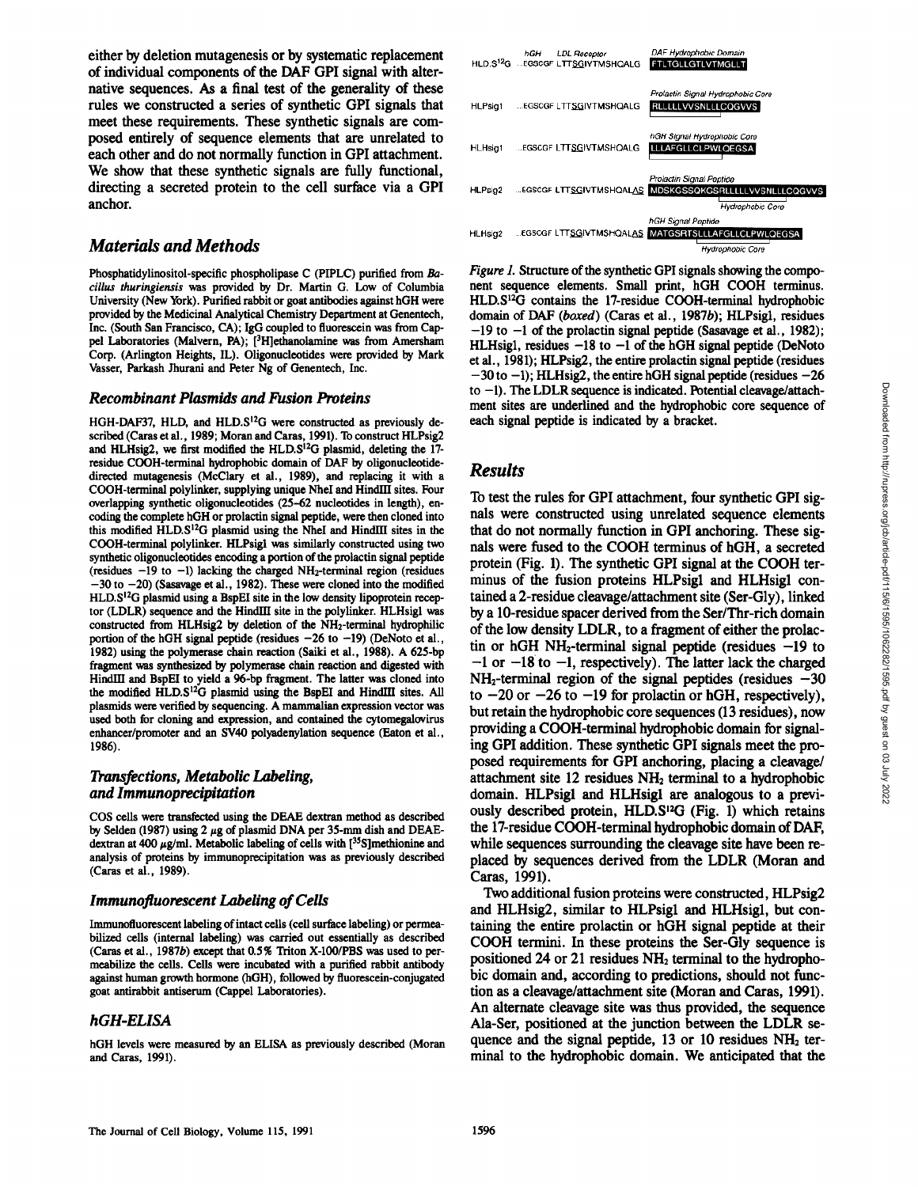either by deletion mutagenesis or by systematic replacement of individual components of the DAF GPI signal with alternative sequences. As a final test of the generality of these rules we constructed a series of synthetic GPI signals that meet these requirements. These synthetic signals are composed entirely of sequence elements that are unrelated to each other and do not normally function in GPI attachment. We show that these synthetic signals are fully functional, directing a secreted protein to the cell surface via a GPI anchor.

## Materials and Methods

Phosphatidylinositol-specific phospholipase C (PIPLC) purified from *Bacillus thuringiensis* was provided by Dr. Martin G. Low of Columbia University (New York). Purified rabbit or goat antibodies against hGH were provided by the Medicinal Analytical Chemistry Department at Genentech, Inc. (South San Francisco, CA); IgG coupled to fluorescein was from Cappel Laboratories (Malvern, PA); [$^3$H]ethanolamine was from Amersham Corp. (Arlington Heights, IL). Oligonucleotides were provided by Mark Vasser, Parkash Jhurani and Peter Ng of Genentech, Inc.

### Recombinant Plasmids and Fusion Proteins

HGH-DAF37, HLD, and HLD.S$^{12}$G were constructed as previously described (Caras et al., 1989; Moran and Caras, 1991). To construct HLPsig2 and HLHsig2, we first modified the HLD.S$^{12}$G plasmid, deleting the 17-residue COOH-terminal hydrophobic domain of DAF by oligonucleotide-directed mutagenesis (McClary et al., 1989), and replacing it with a COOH-terminal polylinker, supplying unique NheI and HindIII sites. Four overlapping synthetic oligonucleotides (25–62 nucleotides in length), encoding the complete hGH or prolactin signal peptide, were then cloned into this modified HLD.S$^{12}$G plasmid using the NheI and HindIII sites in the COOH-terminal polylinker. HLPsig1 was similarly constructed using two synthetic oligonucleotides encoding a portion of the prolactin signal peptide (residues −19 to −1) lacking the charged $NH_2$-terminal region (residues −30 to −20) (Sasavage et al., 1982). These were cloned into the modified HLD.S$^{12}$G plasmid using a BspEI site in the low density lipoprotein receptor (LDLR) sequence and the HindIII site in the polylinker. HLHsig1 was constructed from HLHsig2 by deletion of the $NH_2$-terminal hydrophilic portion of the hGH signal peptide (residues −26 to −19) (DeNoto et al., 1982) using the polymerase chain reaction (Saiki et al., 1988). A 625-bp fragment was synthesized by polymerase chain reaction and digested with HindIII and BspEI to yield a 96-bp fragment. The latter was cloned into the modified HLD.S$^{12}$G plasmid using the BspEI and HindIII sites. All plasmids were verified by sequencing. A mammalian expression vector was used both for cloning and expression, and contained the cytomegalovirus enhancer/promoter and an SV40 polyadenylation sequence (Eaton et al., 1986).

### Transfections, Metabolic Labeling, and Immunoprecipitation

COS cells were transfected using the DEAE dextran method as described by Selden (1987) using 2 μg of plasmid DNA per 35-mm dish and DEAE-dextran at 400 μg/ml. Metabolic labeling of cells with [$^{35}$S]methionine and analysis of proteins by immunoprecipitation was as previously described (Caras et al., 1989).

### Immunofluorescent Labeling of Cells

Immunofluorescent labeling of intact cells (cell surface labeling) or permeabilized cells (internal labeling) was carried out essentially as described (Caras et al., 1987*b*) except that 0.5% Triton X-100/PBS was used to permeabilize the cells. Cells were incubated with a purified rabbit antibody against human growth hormone (hGH), followed by fluorescein-conjugated goat antirabbit antiserum (Cappel Laboratories).

### hGH-ELISA

hGH levels were measured by an ELISA as previously described (Moran and Caras, 1991).

| | hGH / LDL Receptor | Appended sequence |
|---|---|---|
| HLD.S$^{12}$G | ...EGSCGF LTTSGIVTMSHQALG | DAF Hydrophobic Domain: FTLTGLLGTLVTMGLLT |
| HLPsig1 | ...EGSCGF LTTSGIVTMSHQALG | Prolactin Signal Hydrophobic Core: RLLLLLVVSNLLLCQGVVS |
| HLHsig1 | ...EGSCGF LTTSGIVTMSHQALG | hGH Signal Hydrophobic Core: LLLAFGLLCLPWLQEGSA |
| HLPsig2 | ...EGSCGF LTTSGIVTMSHQALAS | Prolactin Signal Peptide: MDSKGSSQKGSRLLLLLVVSNLLLCQGVVS (Hydrophobic Core) |
| HLHsig2 | ...EGSCGF LTTSGIVTMSHQALAS | hGH Signal Peptide: MATGSRTSLLLAFGLLCLPWLQEGSA (Hydrophobic Core) |

*Figure 1.* Structure of the synthetic GPI signals showing the component sequence elements. Small print, hGH COOH terminus. HLD.S$^{12}$G contains the 17-residue COOH-terminal hydrophobic domain of DAF (*boxed*) (Caras et al., 1987*b*); HLPsig1, residues −19 to −1 of the prolactin signal peptide (Sasavage et al., 1982); HLHsig1, residues −18 to −1 of the hGH signal peptide (DeNoto et al., 1981); HLPsig2, the entire prolactin signal peptide (residues −30 to −1); HLHsig2, the entire hGH signal peptide (residues −26 to −1). The LDLR sequence is indicated. Potential cleavage/attachment sites are underlined and the hydrophobic core sequence of each signal peptide is indicated by a bracket.

## Results

To test the rules for GPI attachment, four synthetic GPI signals were constructed using unrelated sequence elements that do not normally function in GPI anchoring. These signals were fused to the COOH terminus of hGH, a secreted protein (Fig. 1). The synthetic GPI signal at the COOH terminus of the fusion proteins HLPsig1 and HLHsig1 contained a 2-residue cleavage/attachment site (Ser-Gly), linked by a 10-residue spacer derived from the Ser/Thr-rich domain of the low density LDLR, to a fragment of either the prolactin or hGH $NH_2$-terminal signal peptide (residues −19 to −1 or −18 to −1, respectively). The latter lack the charged $NH_2$-terminal region of the signal peptides (residues −30 to −20 or −26 to −19 for prolactin or hGH, respectively), but retain the hydrophobic core sequences (13 residues), now providing a COOH-terminal hydrophobic domain for signaling GPI addition. These synthetic GPI signals meet the proposed requirements for GPI anchoring, placing a cleavage/attachment site 12 residues $NH_2$ terminal to a hydrophobic domain. HLPsig1 and HLHsig1 are analogous to a previously described protein, HLD.S$^{12}$G (Fig. 1) which retains the 17-residue COOH-terminal hydrophobic domain of DAF, while sequences surrounding the cleavage site have been replaced by sequences derived from the LDLR (Moran and Caras, 1991).

Two additional fusion proteins were constructed, HLPsig2 and HLHsig2, similar to HLPsig1 and HLHsig1, but containing the entire prolactin or hGH signal peptide at their COOH termini. In these proteins the Ser-Gly sequence is positioned 24 or 21 residues $NH_2$ terminal to the hydrophobic domain and, according to predictions, should not function as a cleavage/attachment site (Moran and Caras, 1991). An alternate cleavage site was thus provided, the sequence Ala-Ser, positioned at the junction between the LDLR sequence and the signal peptide, 13 or 10 residues $NH_2$ terminal to the hydrophobic domain. We anticipated that the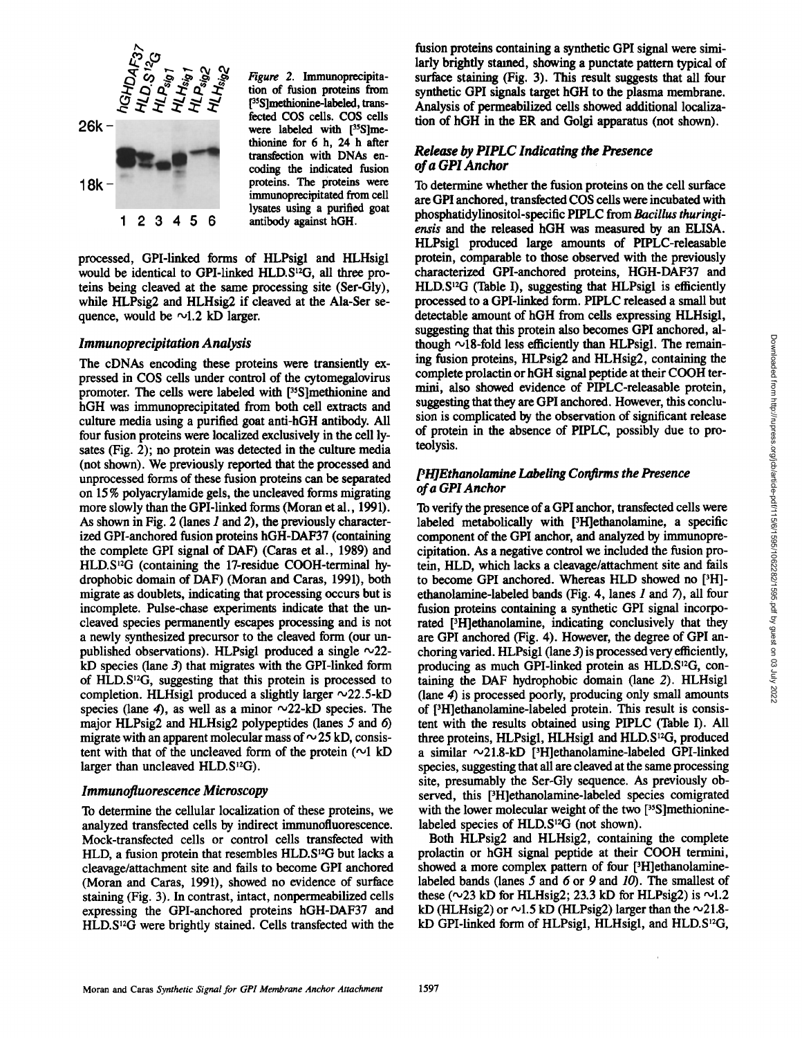Figure 2. Immunoprecipitation of fusion proteins from [$^{35}$S]methionine-labeled, transfected COS cells. COS cells were labeled with [$^{35}$S]methionine for 6 h, 24 h after transfection with DNAs encoding the indicated fusion proteins. The proteins were immunoprecipitated from cell lysates using a purified goat antibody against hGH.

processed, GPI-linked forms of HLPsig1 and HLHsig1 would be identical to GPI-linked HLD.S$^{12}$G, all three proteins being cleaved at the same processing site (Ser-Gly), while HLPsig2 and HLHsig2 if cleaved at the Ala-Ser sequence, would be ~1.2 kD larger.

### Immunoprecipitation Analysis

The cDNAs encoding these proteins were transiently expressed in COS cells under control of the cytomegalovirus promoter. The cells were labeled with [$^{35}$S]methionine and hGH was immunoprecipitated from both cell extracts and culture media using a purified goat anti-hGH antibody. All four fusion proteins were localized exclusively in the cell lysates (Fig. 2); no protein was detected in the culture media (not shown). We previously reported that the processed and unprocessed forms of these fusion proteins can be separated on 15% polyacrylamide gels, the uncleaved forms migrating more slowly than the GPI-linked forms (Moran et al., 1991). As shown in Fig. 2 (lanes *1* and *2*), the previously characterized GPI-anchored fusion proteins hGH-DAF37 (containing the complete GPI signal of DAF) (Caras et al., 1989) and HLD.S$^{12}$G (containing the 17-residue COOH-terminal hydrophobic domain of DAF) (Moran and Caras, 1991), both migrate as doublets, indicating that processing occurs but is incomplete. Pulse-chase experiments indicate that the uncleaved species permanently escapes processing and is not a newly synthesized precursor to the cleaved form (our unpublished observations). HLPsig1 produced a single ~22-kD species (lane *3*) that migrates with the GPI-linked form of HLD.S$^{12}$G, suggesting that this protein is processed to completion. HLHsig1 produced a slightly larger ~22.5-kD species (lane *4*), as well as a minor ~22-kD species. The major HLPsig2 and HLHsig2 polypeptides (lanes *5* and *6*) migrate with an apparent molecular mass of ~25 kD, consistent with that of the uncleaved form of the protein (~1 kD larger than uncleaved HLD.S$^{12}$G).

### Immunofluorescence Microscopy

To determine the cellular localization of these proteins, we analyzed transfected cells by indirect immunofluorescence. Mock-transfected cells or control cells transfected with HLD, a fusion protein that resembles HLD.S$^{12}$G but lacks a cleavage/attachment site and fails to become GPI anchored (Moran and Caras, 1991), showed no evidence of surface staining (Fig. 3). In contrast, intact, nonpermeabilized cells expressing the GPI-anchored proteins hGH-DAF37 and HLD.S$^{12}$G were brightly stained. Cells transfected with the fusion proteins containing a synthetic GPI signal were similarly brightly stained, showing a punctate pattern typical of surface staining (Fig. 3). This result suggests that all four synthetic GPI signals target hGH to the plasma membrane. Analysis of permeabilized cells showed additional localization of hGH in the ER and Golgi apparatus (not shown).

### Release by PIPLC Indicating the Presence of a GPI Anchor

To determine whether the fusion proteins on the cell surface are GPI anchored, transfected COS cells were incubated with phosphatidylinositol-specific PIPLC from *Bacillus thuringiensis* and the released hGH was measured by an ELISA. HLPsig1 produced large amounts of PIPLC-releasable protein, comparable to those observed with the previously characterized GPI-anchored proteins, HGH-DAF37 and HLD.S$^{12}$G (Table I), suggesting that HLPsig1 is efficiently processed to a GPI-linked form. PIPLC released a small but detectable amount of hGH from cells expressing HLHsig1, suggesting that this protein also becomes GPI anchored, although ~18-fold less efficiently than HLPsig1. The remaining fusion proteins, HLPsig2 and HLHsig2, containing the complete prolactin or hGH signal peptide at their COOH termini, also showed evidence of PIPLC-releasable protein, suggesting that they are GPI anchored. However, this conclusion is complicated by the observation of significant release of protein in the absence of PIPLC, possibly due to proteolysis.

### [$^{3}$H]Ethanolamine Labeling Confirms the Presence of a GPI Anchor

To verify the presence of a GPI anchor, transfected cells were labeled metabolically with [$^{3}$H]ethanolamine, a specific component of the GPI anchor, and analyzed by immunoprecipitation. As a negative control we included the fusion protein, HLD, which lacks a cleavage/attachment site and fails to become GPI anchored. Whereas HLD showed no [$^{3}$H]-ethanolamine-labeled bands (Fig. 4, lanes *1* and *7*), all four fusion proteins containing a synthetic GPI signal incorporated [$^{3}$H]ethanolamine, indicating conclusively that they are GPI anchored (Fig. 4). However, the degree of GPI anchoring varied. HLPsig1 (lane *3*) is processed very efficiently, producing as much GPI-linked protein as HLD.S$^{12}$G, containing the DAF hydrophobic domain (lane *2*). HLHsig1 (lane *4*) is processed poorly, producing only small amounts of [$^{3}$H]ethanolamine-labeled protein. This result is consistent with the results obtained using PIPLC (Table I). All three proteins, HLPsig1, HLHsig1 and HLD.S$^{12}$G, produced a similar ~21.8-kD [$^{3}$H]ethanolamine-labeled GPI-linked species, suggesting that all are cleaved at the same processing site, presumably the Ser-Gly sequence. As previously observed, this [$^{3}$H]ethanolamine-labeled species comigrated with the lower molecular weight of the two [$^{35}$S]methionine-labeled species of HLD.S$^{12}$G (not shown).

Both HLPsig2 and HLHsig2, containing the complete prolactin or hGH signal peptide at their COOH termini, showed a more complex pattern of four [$^{3}$H]ethanolamine-labeled bands (lanes *5* and *6* or *9* and *10*). The smallest of these (~23 kD for HLHsig2; 23.3 kD for HLPsig2) is ~1.2 kD (HLHsig2) or ~1.5 kD (HLPsig2) larger than the ~21.8-kD GPI-linked form of HLPsig1, HLHsig1, and HLD.S$^{12}$G,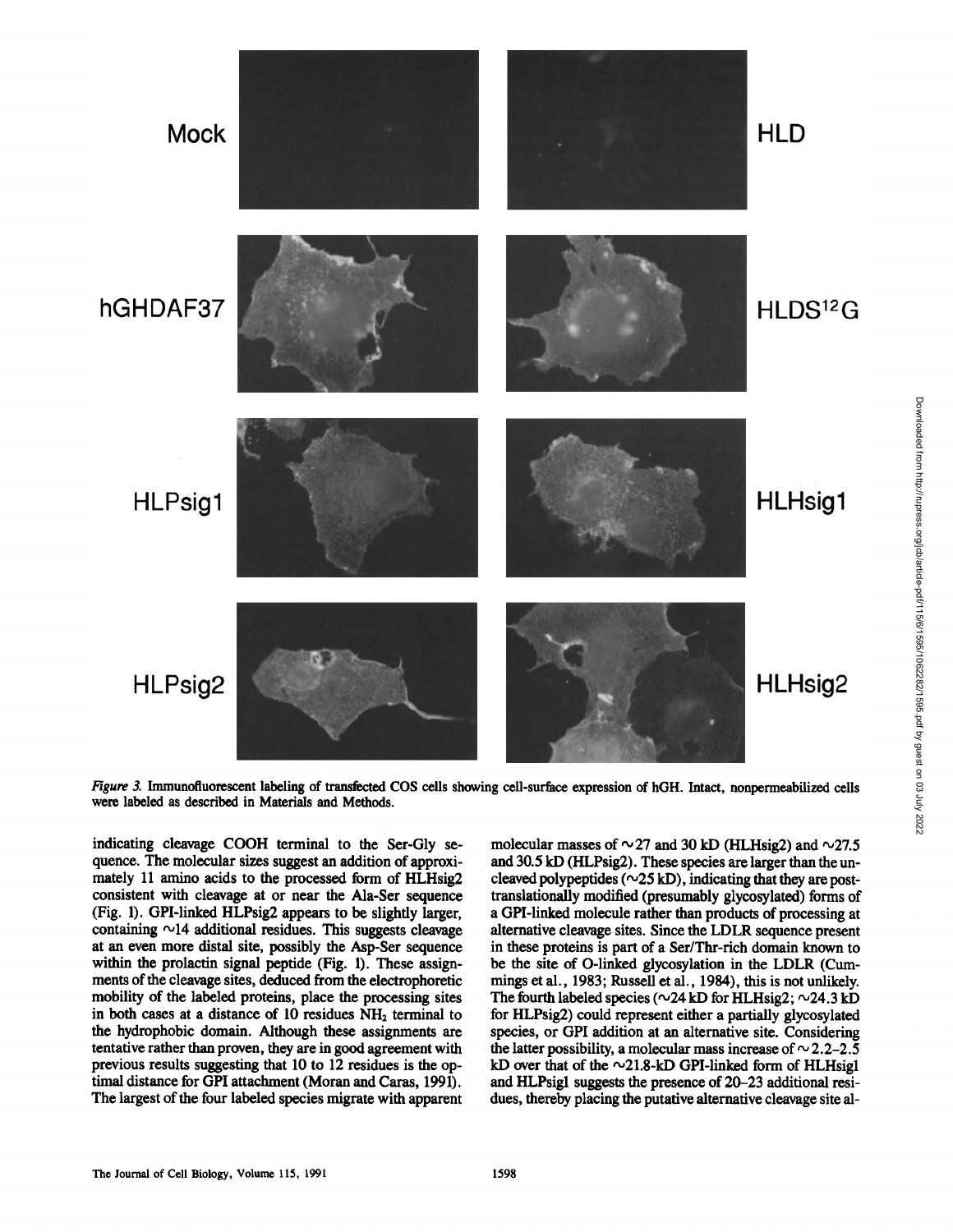Mock

HLD

hGHDAF37

HLDS$^{12}$G

HLPsig1

HLHsig1

HLPsig2

HLHsig2

*Figure 3.* Immunofluorescent labeling of transfected COS cells showing cell-surface expression of hGH. Intact, nonpermeabilized cells were labeled as described in Materials and Methods.

indicating cleavage COOH terminal to the Ser-Gly sequence. The molecular sizes suggest an addition of approximately 11 amino acids to the processed form of HLHsig2 consistent with cleavage at or near the Ala-Ser sequence (Fig. 1). GPI-linked HLPsig2 appears to be slightly larger, containing ~14 additional residues. This suggests cleavage at an even more distal site, possibly the Asp-Ser sequence within the prolactin signal peptide (Fig. 1). These assignments of the cleavage sites, deduced from the electrophoretic mobility of the labeled proteins, place the processing sites in both cases at a distance of 10 residues $NH_2$ terminal to the hydrophobic domain. Although these assignments are tentative rather than proven, they are in good agreement with previous results suggesting that 10 to 12 residues is the optimal distance for GPI attachment (Moran and Caras, 1991). The largest of the four labeled species migrate with apparent molecular masses of ~27 and 30 kD (HLHsig2) and ~27.5 and 30.5 kD (HLPsig2). These species are larger than the uncleaved polypeptides (~25 kD), indicating that they are posttranslationally modified (presumably glycosylated) forms of a GPI-linked molecule rather than products of processing at alternative cleavage sites. Since the LDLR sequence present in these proteins is part of a Ser/Thr-rich domain known to be the site of O-linked glycosylation in the LDLR (Cummings et al., 1983; Russell et al., 1984), this is not unlikely. The fourth labeled species (~24 kD for HLHsig2; ~24.3 kD for HLPsig2) could represent either a partially glycosylated species, or GPI addition at an alternative site. Considering the latter possibility, a molecular mass increase of ~2.2–2.5 kD over that of the ~21.8-kD GPI-linked form of HLHsig1 and HLPsig1 suggests the presence of 20–23 additional residues, thereby placing the putative alternative cleavage site al-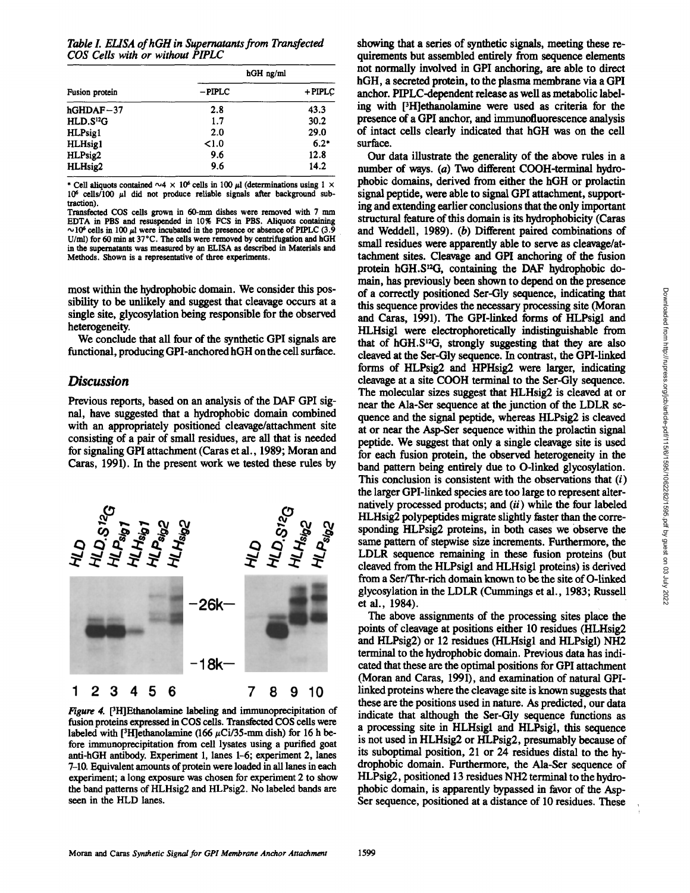*Table I. ELISA of hGH in Supernatants from Transfected COS Cells with or without PIPLC*

| Fusion protein | hGH ng/ml | |
|---|---|---|
| | −PIPLC | +PIPLC |
| hGHDAF−37 | 2.8 | 43.3 |
| HLD.S$^{12}$G | 1.7 | 30.2 |
| HLPsig1 | 2.0 | 29.0 |
| HLHsig1 | <1.0 | 6.2* |
| HLPsig2 | 9.6 | 12.8 |
| HLHsig2 | 9.6 | 14.2 |

\* Cell aliquots contained ~4 × $10^6$ cells in 100 μl (determinations using 1 × $10^6$ cells/100 μl did not produce reliable signals after background subtraction).

Transfected COS cells grown in 60-mm dishes were removed with 7 mm EDTA in PBS and resuspended in 10% FCS in PBS. Aliquots containing ~$10^6$ cells in 100 μl were incubated in the presence or absence of PIPLC (3.9 U/ml) for 60 min at 37°C. The cells were removed by centrifugation and hGH in the supernatants was measured by an ELISA as described in Materials and Methods. Shown is a representative of three experiments.

most within the hydrophobic domain. We consider this possibility to be unlikely and suggest that cleavage occurs at a single site, glycosylation being responsible for the observed heterogeneity.

We conclude that all four of the synthetic GPI signals are functional, producing GPI-anchored hGH on the cell surface.

## Discussion

Previous reports, based on an analysis of the DAF GPI signal, have suggested that a hydrophobic domain combined with an appropriately positioned cleavage/attachment site consisting of a pair of small residues, are all that is needed for signaling GPI attachment (Caras et al., 1989; Moran and Caras, 1991). In the present work we tested these rules by showing that a series of synthetic signals, meeting these requirements but assembled entirely from sequence elements not normally involved in GPI anchoring, are able to direct hGH, a secreted protein, to the plasma membrane via a GPI anchor. PIPLC-dependent release as well as metabolic labeling with [$^3$H]ethanolamine were used as criteria for the presence of a GPI anchor, and immunofluorescence analysis of intact cells clearly indicated that hGH was on the cell surface.

Our data illustrate the generality of the above rules in a number of ways. (*a*) Two different COOH-terminal hydrophobic domains, derived from either the hGH or prolactin signal peptide, were able to signal GPI attachment, supporting and extending earlier conclusions that the only important structural feature of this domain is its hydrophobicity (Caras and Weddell, 1989). (*b*) Different paired combinations of small residues were apparently able to serve as cleavage/attachment sites. Cleavage and GPI anchoring of the fusion protein hGH.S$^{12}$G, containing the DAF hydrophobic domain, has previously been shown to depend on the presence of a correctly positioned Ser-Gly sequence, indicating that this sequence provides the necessary processing site (Moran and Caras, 1991). The GPI-linked forms of HLPsig1 and HLHsig1 were electrophoretically indistinguishable from that of hGH.S$^{12}$G, strongly suggesting that they are also cleaved at the Ser-Gly sequence. In contrast, the GPI-linked forms of HLPsig2 and HPHsig2 were larger, indicating cleavage at a site COOH terminal to the Ser-Gly sequence. The molecular sizes suggest that HLHsig2 is cleaved at or near the Ala-Ser sequence at the junction of the LDLR sequence and the signal peptide, whereas HLPsig2 is cleaved at or near the Asp-Ser sequence within the prolactin signal peptide. We suggest that only a single cleavage site is used for each fusion protein, the observed heterogeneity in the band pattern being entirely due to O-linked glycosylation. This conclusion is consistent with the observations that (*i*) the larger GPI-linked species are too large to represent alternatively processed products; and (*ii*) while the four labeled HLHsig2 polypeptides migrate slightly faster than the corresponding HLPsig2 proteins, in both cases we observe the same pattern of stepwise size increments. Furthermore, the LDLR sequence remaining in these fusion proteins (but cleaved from the HLPsig1 and HLHsig1 proteins) is derived from a Ser/Thr-rich domain known to be the site of O-linked glycosylation in the LDLR (Cummings et al., 1983; Russell et al., 1984).

The above assignments of the processing sites place the points of cleavage at positions either 10 residues (HLHsig2 and HLPsig2) or 12 residues (HLHsig1 and HLPsig1) NH2 terminal to the hydrophobic domain. Previous data has indicated that these are the optimal positions for GPI attachment (Moran and Caras, 1991), and examination of natural GPI-linked proteins where the cleavage site is known suggests that these are the positions used in nature. As predicted, our data indicate that although the Ser-Gly sequence functions as a processing site in HLHsig1 and HLPsig1, this sequence is not used in HLHsig2 or HLPsig2, presumably because of its suboptimal position, 21 or 24 residues distal to the hydrophobic domain. Furthermore, the Ala-Ser sequence of HLPsig2, positioned 13 residues NH2 terminal to the hydrophobic domain, is apparently bypassed in favor of the Asp-Ser sequence, positioned at a distance of 10 residues. These

*Figure 4.* [$^3$H]Ethanolamine labeling and immunoprecipitation of fusion proteins expressed in COS cells. Transfected COS cells were labeled with [$^3$H]ethanolamine (166 μCi/35-mm dish) for 16 h before immunoprecipitation from cell lysates using a purified goat anti-hGH antibody. Experiment 1, lanes 1–6; experiment 2, lanes 7–10. Equivalent amounts of protein were loaded in all lanes in each experiment; a long exposure was chosen for experiment 2 to show the band patterns of HLHsig2 and HLPsig2. No labeled bands are seen in the HLD lanes.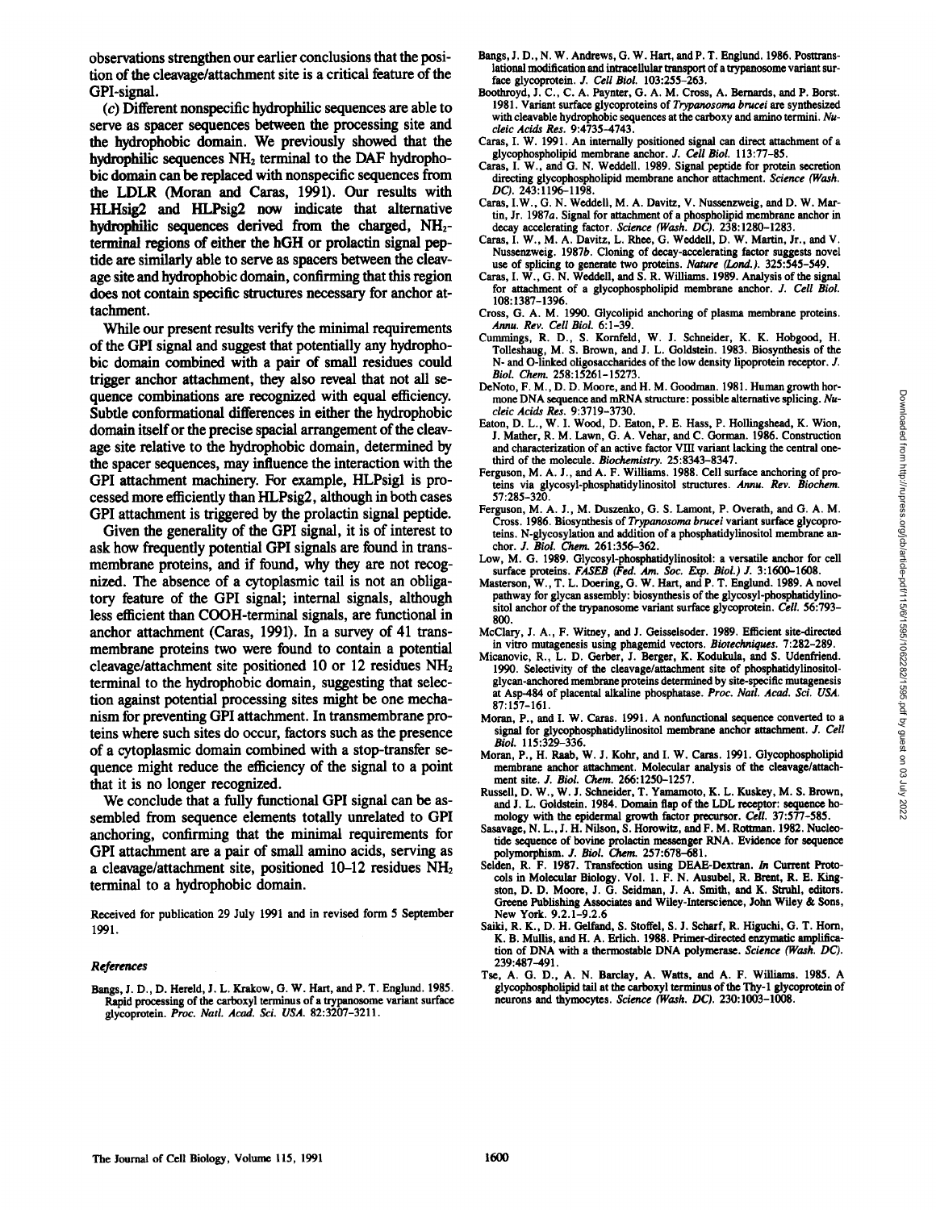observations strengthen our earlier conclusions that the position of the cleavage/attachment site is a critical feature of the GPI-signal.

(*c*) Different nonspecific hydrophilic sequences are able to serve as spacer sequences between the processing site and the hydrophobic domain. We previously showed that the hydrophilic sequences $NH_2$ terminal to the DAF hydrophobic domain can be replaced with nonspecific sequences from the LDLR (Moran and Caras, 1991). Our results with HLHsig2 and HLPsig2 now indicate that alternative hydrophilic sequences derived from the charged, $NH_2$-terminal regions of either the hGH or prolactin signal peptide are similarly able to serve as spacers between the cleavage site and hydrophobic domain, confirming that this region does not contain specific structures necessary for anchor attachment.

While our present results verify the minimal requirements of the GPI signal and suggest that potentially any hydrophobic domain combined with a pair of small residues could trigger anchor attachment, they also reveal that not all sequence combinations are recognized with equal efficiency. Subtle conformational differences in either the hydrophobic domain itself or the precise spacial arrangement of the cleavage site relative to the hydrophobic domain, determined by the spacer sequences, may influence the interaction with the GPI attachment machinery. For example, HLPsig1 is processed more efficiently than HLPsig2, although in both cases GPI attachment is triggered by the prolactin signal peptide.

Given the generality of the GPI signal, it is of interest to ask how frequently potential GPI signals are found in transmembrane proteins, and if found, why they are not recognized. The absence of a cytoplasmic tail is not an obligatory feature of the GPI signal; internal signals, although less efficient than COOH-terminal signals, are functional in anchor attachment (Caras, 1991). In a survey of 41 transmembrane proteins two were found to contain a potential cleavage/attachment site positioned 10 or 12 residues $NH_2$ terminal to the hydrophobic domain, suggesting that selection against potential processing sites might be one mechanism for preventing GPI attachment. In transmembrane proteins where such sites do occur, factors such as the presence of a cytoplasmic domain combined with a stop-transfer sequence might reduce the efficiency of the signal to a point that it is no longer recognized.

We conclude that a fully functional GPI signal can be assembled from sequence elements totally unrelated to GPI anchoring, confirming that the minimal requirements for GPI attachment are a pair of small amino acids, serving as a cleavage/attachment site, positioned 10–12 residues $NH_2$ terminal to a hydrophobic domain.

Received for publication 29 July 1991 and in revised form 5 September 1991.

### References

Bangs, J. D., D. Hereld, J. L. Krakow, G. W. Hart, and P. T. Englund. 1985. Rapid processing of the carboxyl terminus of a trypanosome variant surface glycoprotein. *Proc. Natl. Acad. Sci. USA.* 82:3207–3211.

Bangs, J. D., N. W. Andrews, G. W. Hart, and P. T. Englund. 1986. Posttranslational modification and intracellular transport of a trypanosome variant surface glycoprotein. *J. Cell Biol.* 103:255–263.

Boothroyd, J. C., C. A. Paynter, G. A. M. Cross, A. Bernards, and P. Borst. 1981. Variant surface glycoproteins of *Trypanosoma brucei* are synthesized with cleavable hydrophobic sequences at the carboxy and amino termini. *Nucleic Acids Res.* 9:4735–4743.

Caras, I. W. 1991. An internally positioned signal can direct attachment of a glycophospholipid membrane anchor. *J. Cell Biol.* 113:77–85.

Caras, I. W., and G. N. Weddell. 1989. Signal peptide for protein secretion directing glycophospholipid membrane anchor attachment. *Science (Wash. DC).* 243:1196–1198.

Caras, I. W., G. N. Weddell, M. A. Davitz, V. Nussenzweig, and D. W. Martin, Jr. 1987*a*. Signal for attachment of a phospholipid membrane anchor in decay accelerating factor. *Science (Wash. DC).* 238:1280–1283.

Caras, I. W., M. A. Davitz, L. Rhee, G. Weddell, D. W. Martin, Jr., and V. Nussenzweig. 1987*b*. Cloning of decay-accelerating factor suggests novel use of splicing to generate two proteins. *Nature (Lond.).* 325:545–549.

Caras, I. W., G. N. Weddell, and S. R. Williams. 1989. Analysis of the signal for attachment of a glycophospholipid membrane anchor. *J. Cell Biol.* 108:1387–1396.

Cross, G. A. M. 1990. Glycolipid anchoring of plasma membrane proteins. *Annu. Rev. Cell Biol.* 6:1–39.

Cummings, R. D., S. Kornfeld, W. J. Schneider, K. K. Hobgood, H. Tolleshaug, M. S. Brown, and J. L. Goldstein. 1983. Biosynthesis of the N- and O-linked oligosaccharides of the low density lipoprotein receptor. *J. Biol. Chem.* 258:15261–15273.

DeNoto, F. M., D. D. Moore, and H. M. Goodman. 1981. Human growth hormone DNA sequence and mRNA structure: possible alternative splicing. *Nucleic Acids Res.* 9:3719–3730.

Eaton, D. L., W. I. Wood, D. Eaton, P. E. Hass, P. Hollingshead, K. Wion, J. Mather, R. M. Lawn, G. A. Vehar, and C. Gorman. 1986. Construction and characterization of an active factor VIII variant lacking the central one-third of the molecule. *Biochemistry.* 25:8343–8347.

Ferguson, M. A. J., and A. F. Williams. 1988. Cell surface anchoring of proteins via glycosyl-phosphatidylinositol structures. *Annu. Rev. Biochem.* 57:285–320.

Ferguson, M. A. J., M. Duszenko, G. S. Lamont, P. Overath, and G. A. M. Cross. 1986. Biosynthesis of *Trypanosoma brucei* variant surface glycoproteins. N-glycosylation and addition of a phosphatidylinositol membrane anchor. *J. Biol. Chem.* 261:356–362.

Low, M. G. 1989. Glycosyl-phosphatidylinositol: a versatile anchor for cell surface proteins. *FASEB (Fed. Am. Soc. Exp. Biol.) J.* 3:1600–1608.

Masterson, W., T. L. Doering, G. W. Hart, and P. T. Englund. 1989. A novel pathway for glycan assembly: biosynthesis of the glycosyl-phosphatidylinositol anchor of the trypanosome variant surface glycoprotein. *Cell.* 56:793–800.

McClary, J. A., F. Witney, and J. Geisselsoder. 1989. Efficient site-directed in vitro mutagenesis using phagemid vectors. *Biotechniques.* 7:282–289.

Micanovic, R., L. D. Gerber, J. Berger, K. Kodukula, and S. Udenfriend. 1990. Selectivity of the cleavage/attachment site of phosphatidylinositol-glycan-anchored membrane proteins determined by site-specific mutagenesis at Asp-484 of placental alkaline phosphatase. *Proc. Natl. Acad. Sci. USA.* 87:157–161.

Moran, P., and I. W. Caras. 1991. A nonfunctional sequence converted to a signal for glycophosphatidylinositol membrane anchor attachment. *J. Cell Biol.* 115:329–336.

Moran, P., H. Raab, W. J. Kohr, and I. W. Caras. 1991. Glycophospholipid membrane anchor attachment. Molecular analysis of the cleavage/attachment site. *J. Biol. Chem.* 266:1250–1257.

Russell, D. W., W. J. Schneider, T. Yamamoto, K. L. Kuskey, M. S. Brown, and J. L. Goldstein. 1984. Domain flap of the LDL receptor: sequence homology with the epidermal growth factor precursor. *Cell.* 37:577–585.

Sasavage, N. L., J. H. Nilson, S. Horowitz, and F. M. Rottman. 1982. Nucleotide sequence of bovine prolactin messenger RNA. Evidence for sequence polymorphism. *J. Biol. Chem.* 257:678–681.

Selden, R. F. 1987. Transfection using DEAE-Dextran. *In* Current Protocols in Molecular Biology. Vol. 1. F. N. Ausubel, R. Brent, R. E. Kingston, D. D. Moore, J. G. Seidman, J. A. Smith, and K. Struhl, editors. Greene Publishing Associates and Wiley-Interscience, John Wiley & Sons, New York. 9.2.1–9.2.6

Saiki, R. K., D. H. Gelfand, S. Stoffel, S. J. Scharf, R. Higuchi, G. T. Horn, K. B. Mullis, and H. A. Erlich. 1988. Primer-directed enzymatic amplification of DNA with a thermostable DNA polymerase. *Science (Wash. DC).* 239:487–491.

Tse, A. G. D., A. N. Barclay, A. Watts, and A. F. Williams. 1985. A glycophospholipid tail at the carboxyl terminus of the Thy-1 glycoprotein of neurons and thymocytes. *Science (Wash. DC).* 230:1003–1008.